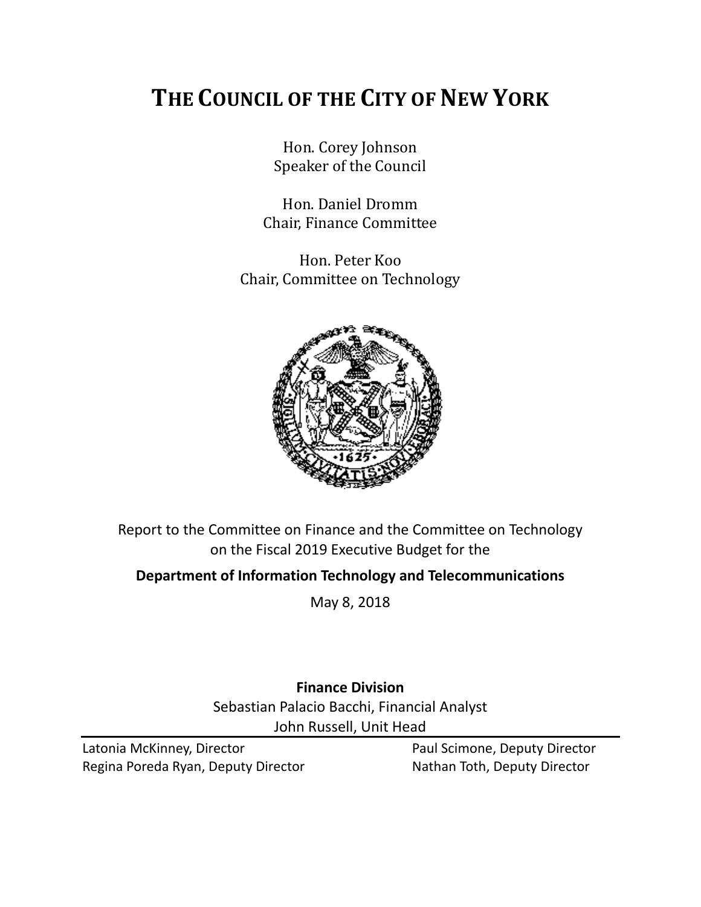# THE COUNCIL OF THE CITY OF NEW YORK

Hon. Corey Johnson
Speaker of the Council

Hon. Daniel Dromm
Chair, Finance Committee

Hon. Peter Koo
Chair, Committee on Technology

Report to the Committee on Finance and the Committee on Technology on the Fiscal 2019 Executive Budget for the

**Department of Information Technology and Telecommunications**

May 8, 2018

**Finance Division**
Sebastian Palacio Bacchi, Financial Analyst
John Russell, Unit Head

Latonia McKinney, Director
Regina Poreda Ryan, Deputy Director
Paul Scimone, Deputy Director
Nathan Toth, Deputy Director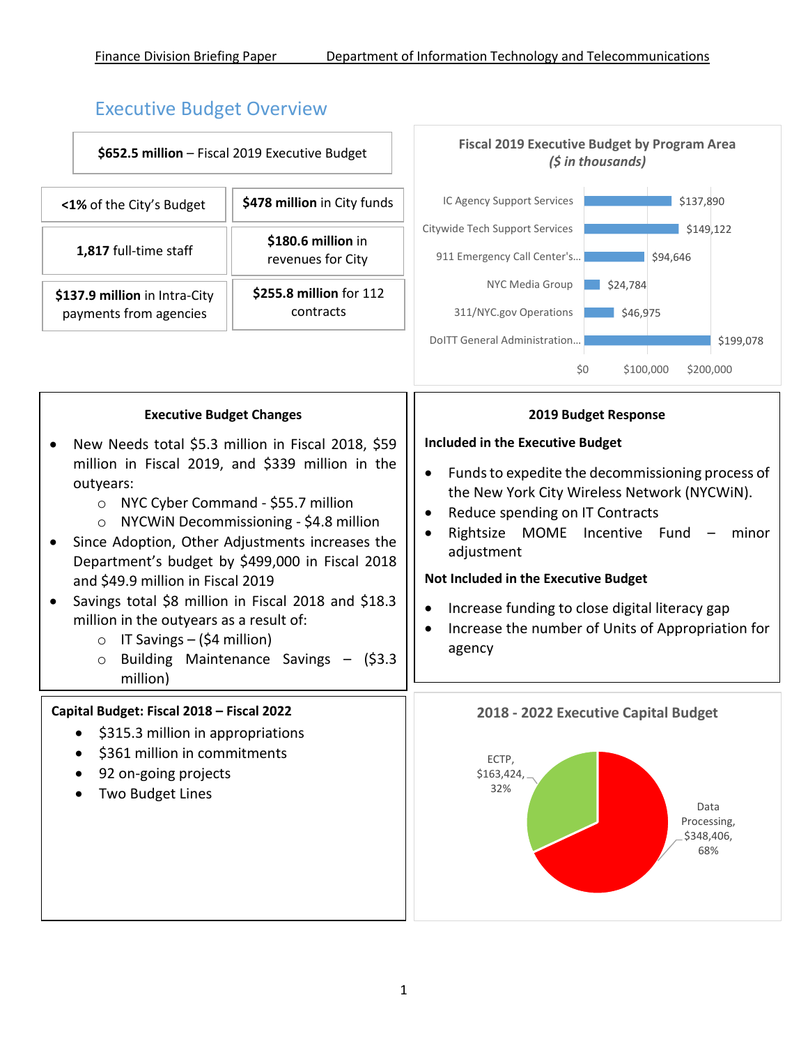# Executive Budget Overview

**$652.5 million** – Fiscal 2019 Executive Budget

**<1%** of the City's Budget

**$478 million** in City funds

**1,817** full-time staff

**$180.6 million** in revenues for City

**$137.9 million** in Intra-City payments from agencies

**$255.8 million** for 112 contracts

**Fiscal 2019 Executive Budget by Program Area**
***($ in thousands)***

| Program Area | Amount |
|---|---|
| IC Agency Support Services | $137,890 |
| Citywide Tech Support Services | $149,122 |
| 911 Emergency Call Center's... | $94,646 |
| NYC Media Group | $24,784 |
| 311/NYC.gov Operations | $46,975 |
| DoITT General Administration... | $199,078 |

### Executive Budget Changes

- New Needs total $5.3 million in Fiscal 2018, $59 million in Fiscal 2019, and $339 million in the outyears:
  - NYC Cyber Command - $55.7 million
  - NYCWiN Decommissioning - $4.8 million
- Since Adoption, Other Adjustments increases the Department's budget by $499,000 in Fiscal 2018 and $49.9 million in Fiscal 2019
- Savings total $8 million in Fiscal 2018 and $18.3 million in the outyears as a result of:
  - IT Savings – ($4 million)
  - Building Maintenance Savings – ($3.3 million)

### 2019 Budget Response

**Included in the Executive Budget**

- Funds to expedite the decommissioning process of the New York City Wireless Network (NYCWiN).
- Reduce spending on IT Contracts
- Rightsize MOME Incentive Fund – minor adjustment

**Not Included in the Executive Budget**

- Increase funding to close digital literacy gap
- Increase the number of Units of Appropriation for agency

**Capital Budget: Fiscal 2018 – Fiscal 2022**

- $315.3 million in appropriations
- $361 million in commitments
- 92 on-going projects
- Two Budget Lines

**2018 - 2022 Executive Capital Budget**

| Budget Line | Amount | Share |
|---|---|---|
| ECTP | $163,424 | 32% |
| Data Processing | $348,406 | 68% |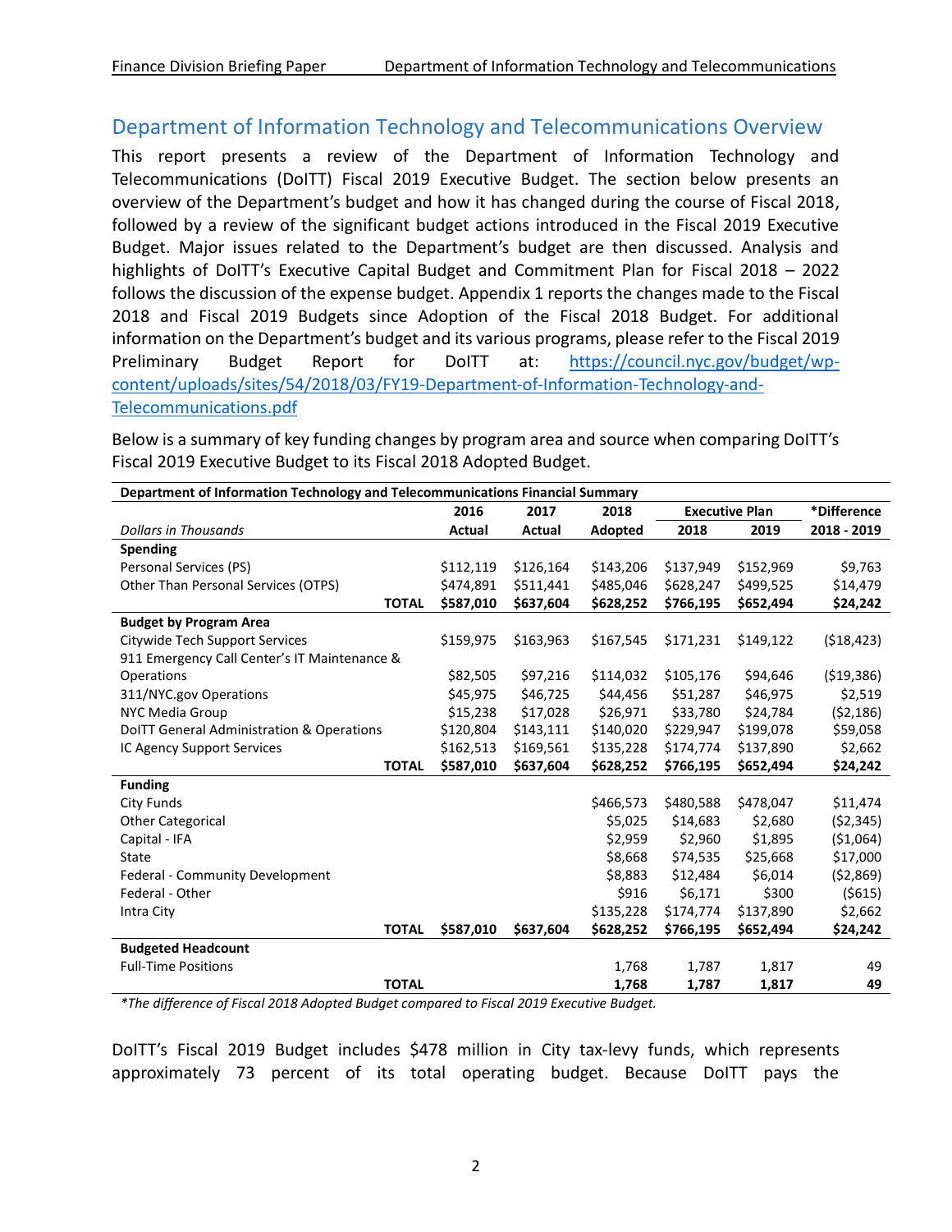## Department of Information Technology and Telecommunications Overview

This report presents a review of the Department of Information Technology and Telecommunications (DoITT) Fiscal 2019 Executive Budget. The section below presents an overview of the Department's budget and how it has changed during the course of Fiscal 2018, followed by a review of the significant budget actions introduced in the Fiscal 2019 Executive Budget. Major issues related to the Department's budget are then discussed. Analysis and highlights of DoITT's Executive Capital Budget and Commitment Plan for Fiscal 2018 – 2022 follows the discussion of the expense budget. Appendix 1 reports the changes made to the Fiscal 2018 and Fiscal 2019 Budgets since Adoption of the Fiscal 2018 Budget. For additional information on the Department's budget and its various programs, please refer to the Fiscal 2019 Preliminary Budget Report for DoITT at: [https://council.nyc.gov/budget/wp-content/uploads/sites/54/2018/03/FY19-Department-of-Information-Technology-and-Telecommunications.pdf](https://council.nyc.gov/budget/wp-content/uploads/sites/54/2018/03/FY19-Department-of-Information-Technology-and-Telecommunications.pdf)

Below is a summary of key funding changes by program area and source when comparing DoITT's Fiscal 2019 Executive Budget to its Fiscal 2018 Adopted Budget.

| **Department of Information Technology and Telecommunications Financial Summary** | | | | | | |
|---|---|---|---|---|---|---|
| | **2016** | **2017** | **2018** | **Executive Plan** | | **\*Difference** |
| *Dollars in Thousands* | **Actual** | **Actual** | **Adopted** | **2018** | **2019** | **2018 - 2019** |
| **Spending** | | | | | | |
| Personal Services (PS) | $112,119 | $126,164 | $143,206 | $137,949 | $152,969 | $9,763 |
| Other Than Personal Services (OTPS) | $474,891 | $511,441 | $485,046 | $628,247 | $499,525 | $14,479 |
| **TOTAL** | **$587,010** | **$637,604** | **$628,252** | **$766,195** | **$652,494** | **$24,242** |
| **Budget by Program Area** | | | | | | |
| Citywide Tech Support Services | $159,975 | $163,963 | $167,545 | $171,231 | $149,122 | ($18,423) |
| 911 Emergency Call Center's IT Maintenance & Operations | $82,505 | $97,216 | $114,032 | $105,176 | $94,646 | ($19,386) |
| 311/NYC.gov Operations | $45,975 | $46,725 | $44,456 | $51,287 | $46,975 | $2,519 |
| NYC Media Group | $15,238 | $17,028 | $26,971 | $33,780 | $24,784 | ($2,186) |
| DoITT General Administration & Operations | $120,804 | $143,111 | $140,020 | $229,947 | $199,078 | $59,058 |
| IC Agency Support Services | $162,513 | $169,561 | $135,228 | $174,774 | $137,890 | $2,662 |
| **TOTAL** | **$587,010** | **$637,604** | **$628,252** | **$766,195** | **$652,494** | **$24,242** |
| **Funding** | | | | | | |
| City Funds | | | $466,573 | $480,588 | $478,047 | $11,474 |
| Other Categorical | | | $5,025 | $14,683 | $2,680 | ($2,345) |
| Capital - IFA | | | $2,959 | $2,960 | $1,895 | ($1,064) |
| State | | | $8,668 | $74,535 | $25,668 | $17,000 |
| Federal - Community Development | | | $8,883 | $12,484 | $6,014 | ($2,869) |
| Federal - Other | | | $916 | $6,171 | $300 | ($615) |
| Intra City | | | $135,228 | $174,774 | $137,890 | $2,662 |
| **TOTAL** | **$587,010** | **$637,604** | **$628,252** | **$766,195** | **$652,494** | **$24,242** |
| **Budgeted Headcount** | | | | | | |
| Full-Time Positions | | | 1,768 | 1,787 | 1,817 | 49 |
| **TOTAL** | | | **1,768** | **1,787** | **1,817** | **49** |

*\*The difference of Fiscal 2018 Adopted Budget compared to Fiscal 2019 Executive Budget.*

DoITT's Fiscal 2019 Budget includes $478 million in City tax-levy funds, which represents approximately 73 percent of its total operating budget. Because DoITT pays the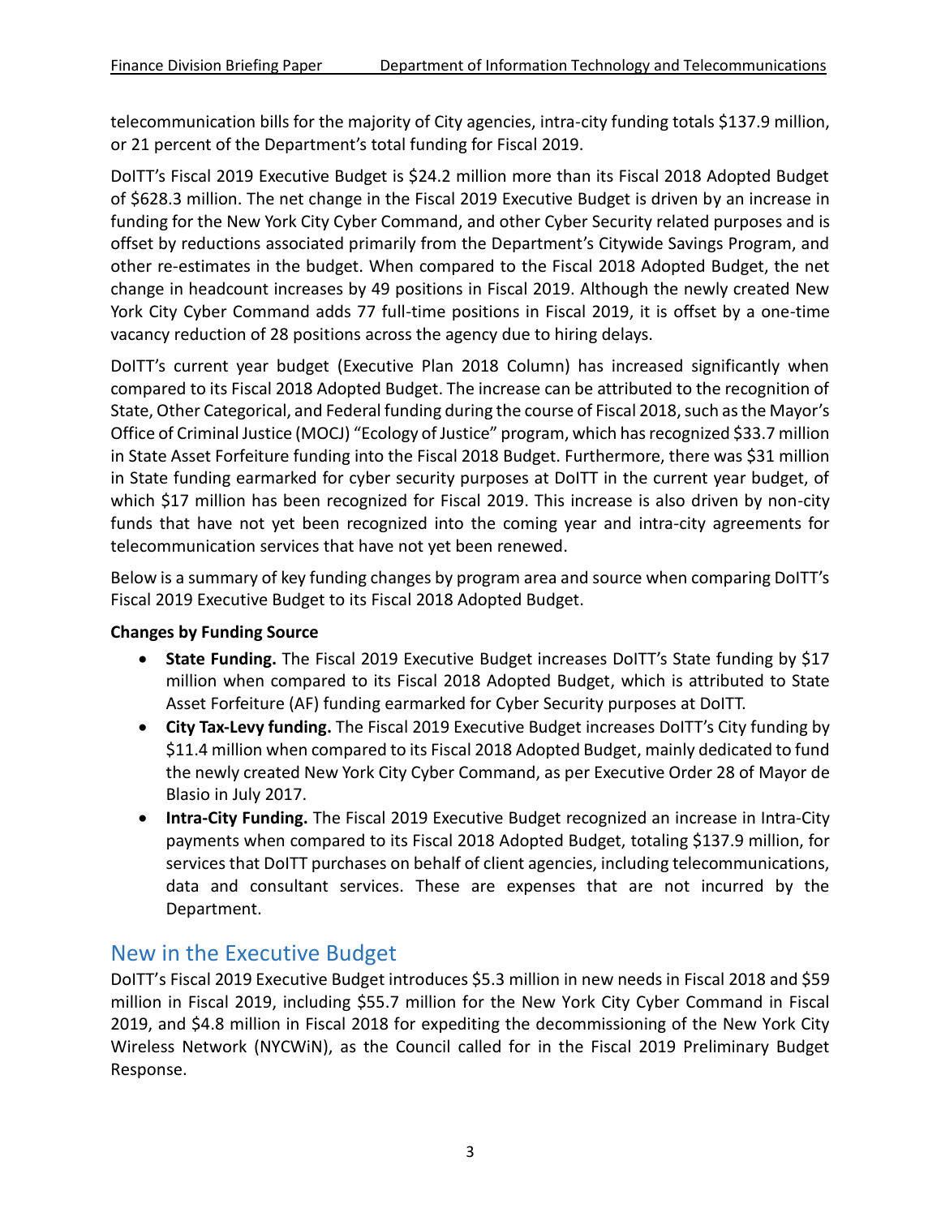telecommunication bills for the majority of City agencies, intra-city funding totals $137.9 million, or 21 percent of the Department's total funding for Fiscal 2019.

DoITT's Fiscal 2019 Executive Budget is $24.2 million more than its Fiscal 2018 Adopted Budget of $628.3 million. The net change in the Fiscal 2019 Executive Budget is driven by an increase in funding for the New York City Cyber Command, and other Cyber Security related purposes and is offset by reductions associated primarily from the Department's Citywide Savings Program, and other re-estimates in the budget. When compared to the Fiscal 2018 Adopted Budget, the net change in headcount increases by 49 positions in Fiscal 2019. Although the newly created New York City Cyber Command adds 77 full-time positions in Fiscal 2019, it is offset by a one-time vacancy reduction of 28 positions across the agency due to hiring delays.

DoITT's current year budget (Executive Plan 2018 Column) has increased significantly when compared to its Fiscal 2018 Adopted Budget. The increase can be attributed to the recognition of State, Other Categorical, and Federal funding during the course of Fiscal 2018, such as the Mayor's Office of Criminal Justice (MOCJ) "Ecology of Justice" program, which has recognized $33.7 million in State Asset Forfeiture funding into the Fiscal 2018 Budget. Furthermore, there was $31 million in State funding earmarked for cyber security purposes at DoITT in the current year budget, of which $17 million has been recognized for Fiscal 2019. This increase is also driven by non-city funds that have not yet been recognized into the coming year and intra-city agreements for telecommunication services that have not yet been renewed.

Below is a summary of key funding changes by program area and source when comparing DoITT's Fiscal 2019 Executive Budget to its Fiscal 2018 Adopted Budget.

**Changes by Funding Source**

- **State Funding.** The Fiscal 2019 Executive Budget increases DoITT's State funding by $17 million when compared to its Fiscal 2018 Adopted Budget, which is attributed to State Asset Forfeiture (AF) funding earmarked for Cyber Security purposes at DoITT.
- **City Tax-Levy funding.** The Fiscal 2019 Executive Budget increases DoITT's City funding by $11.4 million when compared to its Fiscal 2018 Adopted Budget, mainly dedicated to fund the newly created New York City Cyber Command, as per Executive Order 28 of Mayor de Blasio in July 2017.
- **Intra-City Funding.** The Fiscal 2019 Executive Budget recognized an increase in Intra-City payments when compared to its Fiscal 2018 Adopted Budget, totaling $137.9 million, for services that DoITT purchases on behalf of client agencies, including telecommunications, data and consultant services. These are expenses that are not incurred by the Department.

## New in the Executive Budget

DoITT's Fiscal 2019 Executive Budget introduces $5.3 million in new needs in Fiscal 2018 and $59 million in Fiscal 2019, including $55.7 million for the New York City Cyber Command in Fiscal 2019, and $4.8 million in Fiscal 2018 for expediting the decommissioning of the New York City Wireless Network (NYCWiN), as the Council called for in the Fiscal 2019 Preliminary Budget Response.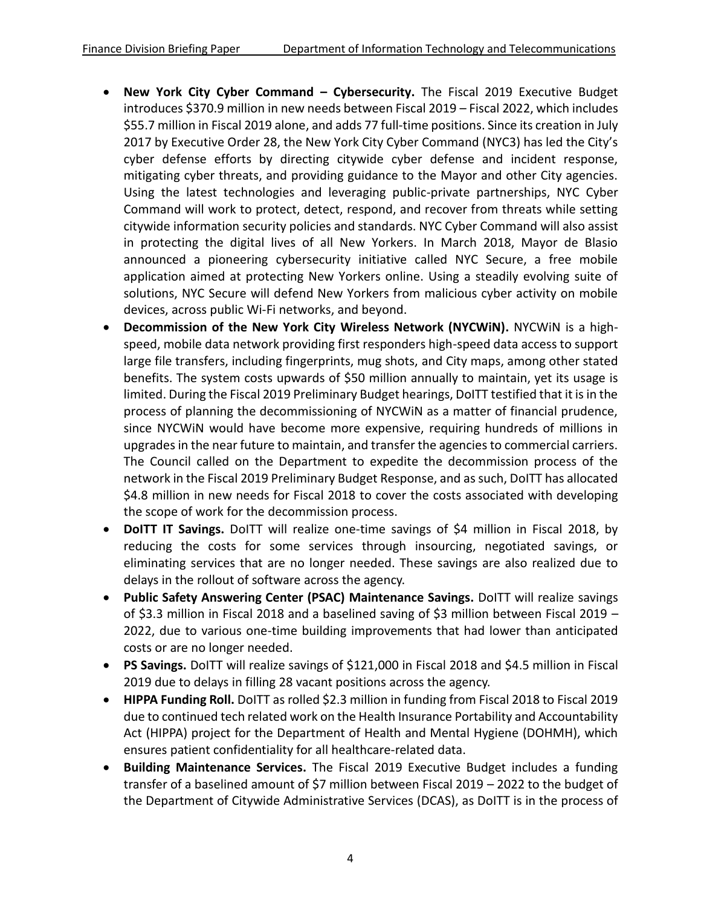- **New York City Cyber Command – Cybersecurity.** The Fiscal 2019 Executive Budget introduces $370.9 million in new needs between Fiscal 2019 – Fiscal 2022, which includes $55.7 million in Fiscal 2019 alone, and adds 77 full-time positions. Since its creation in July 2017 by Executive Order 28, the New York City Cyber Command (NYC3) has led the City's cyber defense efforts by directing citywide cyber defense and incident response, mitigating cyber threats, and providing guidance to the Mayor and other City agencies. Using the latest technologies and leveraging public-private partnerships, NYC Cyber Command will work to protect, detect, respond, and recover from threats while setting citywide information security policies and standards. NYC Cyber Command will also assist in protecting the digital lives of all New Yorkers. In March 2018, Mayor de Blasio announced a pioneering cybersecurity initiative called NYC Secure, a free mobile application aimed at protecting New Yorkers online. Using a steadily evolving suite of solutions, NYC Secure will defend New Yorkers from malicious cyber activity on mobile devices, across public Wi-Fi networks, and beyond.
- **Decommission of the New York City Wireless Network (NYCWiN).** NYCWiN is a high-speed, mobile data network providing first responders high-speed data access to support large file transfers, including fingerprints, mug shots, and City maps, among other stated benefits. The system costs upwards of $50 million annually to maintain, yet its usage is limited. During the Fiscal 2019 Preliminary Budget hearings, DoITT testified that it is in the process of planning the decommissioning of NYCWiN as a matter of financial prudence, since NYCWiN would have become more expensive, requiring hundreds of millions in upgrades in the near future to maintain, and transfer the agencies to commercial carriers. The Council called on the Department to expedite the decommission process of the network in the Fiscal 2019 Preliminary Budget Response, and as such, DoITT has allocated $4.8 million in new needs for Fiscal 2018 to cover the costs associated with developing the scope of work for the decommission process.
- **DoITT IT Savings.** DoITT will realize one-time savings of $4 million in Fiscal 2018, by reducing the costs for some services through insourcing, negotiated savings, or eliminating services that are no longer needed. These savings are also realized due to delays in the rollout of software across the agency.
- **Public Safety Answering Center (PSAC) Maintenance Savings.** DoITT will realize savings of $3.3 million in Fiscal 2018 and a baselined saving of $3 million between Fiscal 2019 – 2022, due to various one-time building improvements that had lower than anticipated costs or are no longer needed.
- **PS Savings.** DoITT will realize savings of $121,000 in Fiscal 2018 and $4.5 million in Fiscal 2019 due to delays in filling 28 vacant positions across the agency.
- **HIPPA Funding Roll.** DoITT as rolled $2.3 million in funding from Fiscal 2018 to Fiscal 2019 due to continued tech related work on the Health Insurance Portability and Accountability Act (HIPPA) project for the Department of Health and Mental Hygiene (DOHMH), which ensures patient confidentiality for all healthcare-related data.
- **Building Maintenance Services.** The Fiscal 2019 Executive Budget includes a funding transfer of a baselined amount of $7 million between Fiscal 2019 – 2022 to the budget of the Department of Citywide Administrative Services (DCAS), as DoITT is in the process of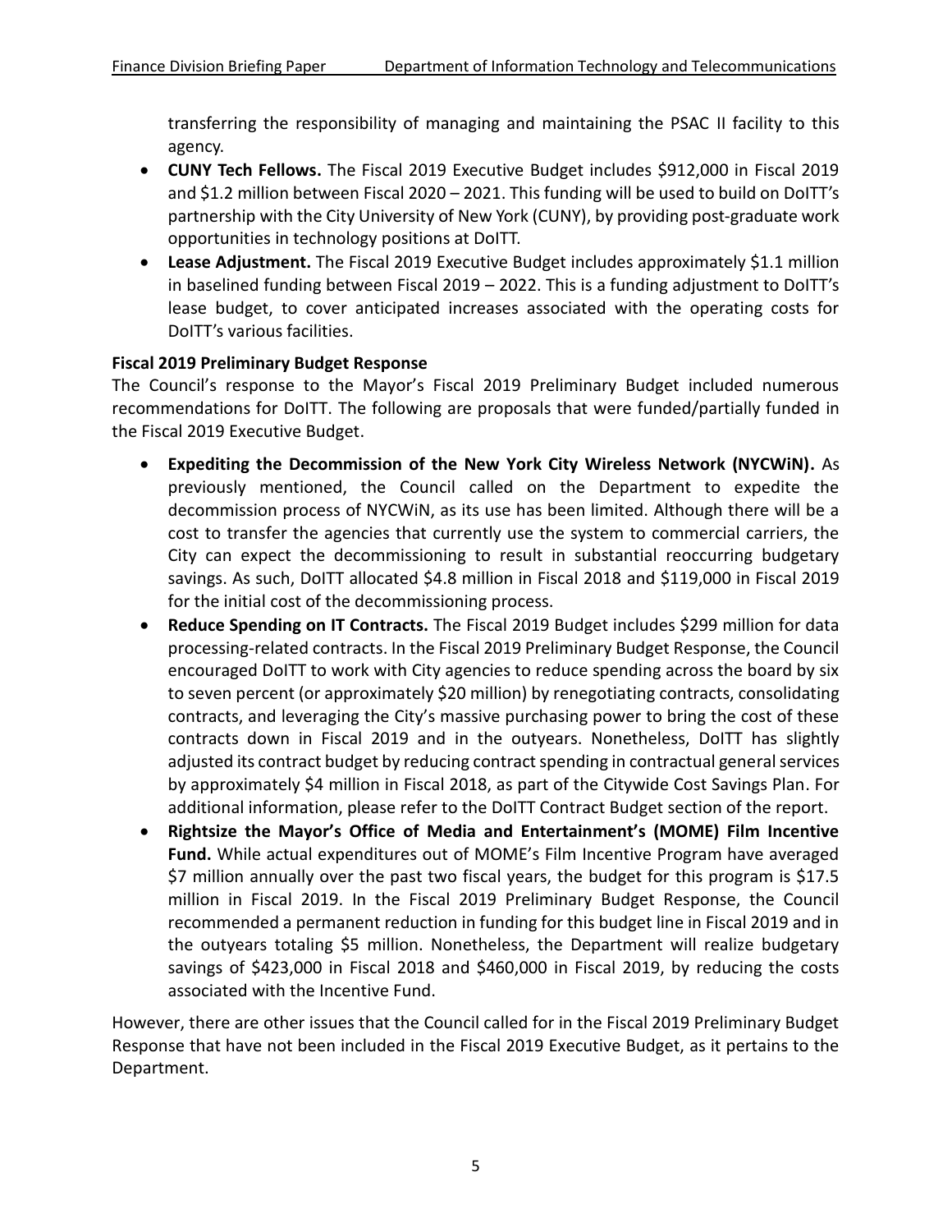transferring the responsibility of managing and maintaining the PSAC II facility to this agency.

- **CUNY Tech Fellows.** The Fiscal 2019 Executive Budget includes $912,000 in Fiscal 2019 and $1.2 million between Fiscal 2020 – 2021. This funding will be used to build on DoITT's partnership with the City University of New York (CUNY), by providing post-graduate work opportunities in technology positions at DoITT.
- **Lease Adjustment.** The Fiscal 2019 Executive Budget includes approximately $1.1 million in baselined funding between Fiscal 2019 – 2022. This is a funding adjustment to DoITT's lease budget, to cover anticipated increases associated with the operating costs for DoITT's various facilities.

**Fiscal 2019 Preliminary Budget Response**

The Council's response to the Mayor's Fiscal 2019 Preliminary Budget included numerous recommendations for DoITT. The following are proposals that were funded/partially funded in the Fiscal 2019 Executive Budget.

- **Expediting the Decommission of the New York City Wireless Network (NYCWiN).** As previously mentioned, the Council called on the Department to expedite the decommission process of NYCWiN, as its use has been limited. Although there will be a cost to transfer the agencies that currently use the system to commercial carriers, the City can expect the decommissioning to result in substantial reoccurring budgetary savings. As such, DoITT allocated $4.8 million in Fiscal 2018 and $119,000 in Fiscal 2019 for the initial cost of the decommissioning process.
- **Reduce Spending on IT Contracts.** The Fiscal 2019 Budget includes $299 million for data processing-related contracts. In the Fiscal 2019 Preliminary Budget Response, the Council encouraged DoITT to work with City agencies to reduce spending across the board by six to seven percent (or approximately $20 million) by renegotiating contracts, consolidating contracts, and leveraging the City's massive purchasing power to bring the cost of these contracts down in Fiscal 2019 and in the outyears. Nonetheless, DoITT has slightly adjusted its contract budget by reducing contract spending in contractual general services by approximately $4 million in Fiscal 2018, as part of the Citywide Cost Savings Plan. For additional information, please refer to the DoITT Contract Budget section of the report.
- **Rightsize the Mayor's Office of Media and Entertainment's (MOME) Film Incentive Fund.** While actual expenditures out of MOME's Film Incentive Program have averaged $7 million annually over the past two fiscal years, the budget for this program is $17.5 million in Fiscal 2019. In the Fiscal 2019 Preliminary Budget Response, the Council recommended a permanent reduction in funding for this budget line in Fiscal 2019 and in the outyears totaling $5 million. Nonetheless, the Department will realize budgetary savings of $423,000 in Fiscal 2018 and $460,000 in Fiscal 2019, by reducing the costs associated with the Incentive Fund.

However, there are other issues that the Council called for in the Fiscal 2019 Preliminary Budget Response that have not been included in the Fiscal 2019 Executive Budget, as it pertains to the Department.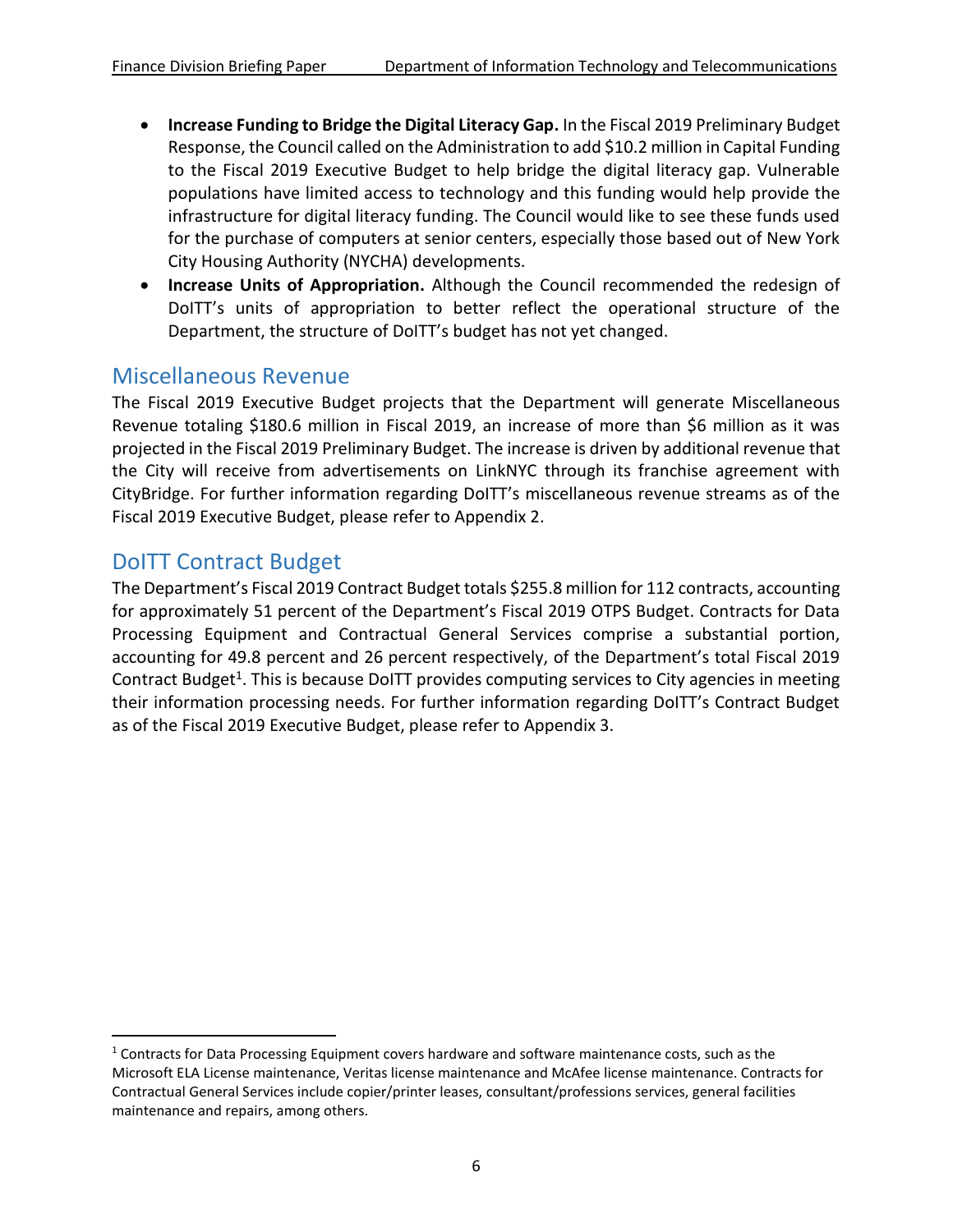- **Increase Funding to Bridge the Digital Literacy Gap.** In the Fiscal 2019 Preliminary Budget Response, the Council called on the Administration to add $10.2 million in Capital Funding to the Fiscal 2019 Executive Budget to help bridge the digital literacy gap. Vulnerable populations have limited access to technology and this funding would help provide the infrastructure for digital literacy funding. The Council would like to see these funds used for the purchase of computers at senior centers, especially those based out of New York City Housing Authority (NYCHA) developments.
- **Increase Units of Appropriation.** Although the Council recommended the redesign of DoITT's units of appropriation to better reflect the operational structure of the Department, the structure of DoITT's budget has not yet changed.

## Miscellaneous Revenue

The Fiscal 2019 Executive Budget projects that the Department will generate Miscellaneous Revenue totaling $180.6 million in Fiscal 2019, an increase of more than $6 million as it was projected in the Fiscal 2019 Preliminary Budget. The increase is driven by additional revenue that the City will receive from advertisements on LinkNYC through its franchise agreement with CityBridge. For further information regarding DoITT's miscellaneous revenue streams as of the Fiscal 2019 Executive Budget, please refer to Appendix 2.

## DoITT Contract Budget

The Department's Fiscal 2019 Contract Budget totals $255.8 million for 112 contracts, accounting for approximately 51 percent of the Department's Fiscal 2019 OTPS Budget. Contracts for Data Processing Equipment and Contractual General Services comprise a substantial portion, accounting for 49.8 percent and 26 percent respectively, of the Department's total Fiscal 2019 Contract Budget[1]. This is because DoITT provides computing services to City agencies in meeting their information processing needs. For further information regarding DoITT's Contract Budget as of the Fiscal 2019 Executive Budget, please refer to Appendix 3.

---

[1] Contracts for Data Processing Equipment covers hardware and software maintenance costs, such as the Microsoft ELA License maintenance, Veritas license maintenance and McAfee license maintenance. Contracts for Contractual General Services include copier/printer leases, consultant/professions services, general facilities maintenance and repairs, among others.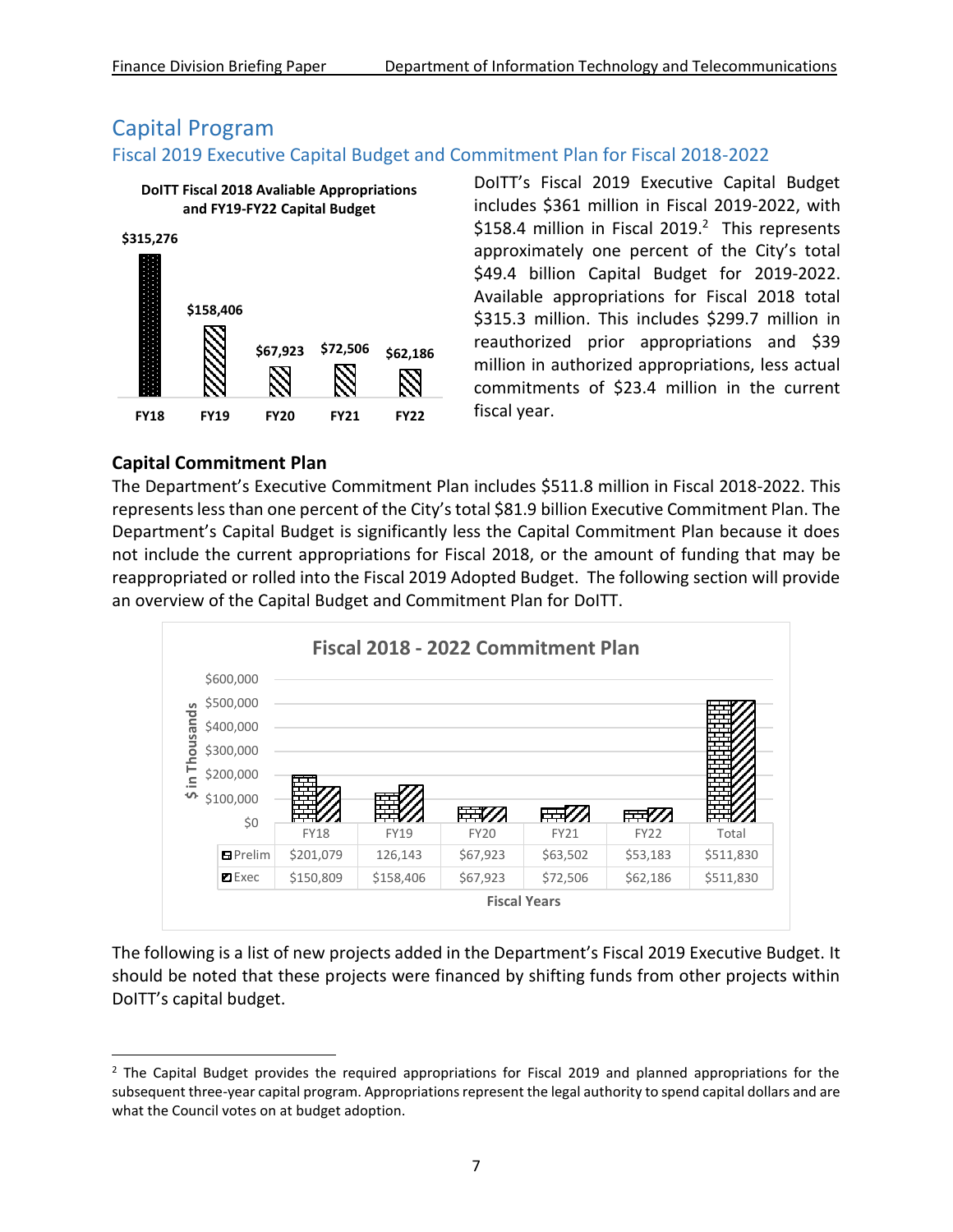# Capital Program

## Fiscal 2019 Executive Capital Budget and Commitment Plan for Fiscal 2018-2022

**DoITT Fiscal 2018 Avaliable Appropriations and FY19-FY22 Capital Budget**

| FY18 | FY19 | FY20 | FY21 | FY22 |
|---|---|---|---|---|
| $315,276 | $158,406 | $67,923 | $72,506 | $62,186 |

DoITT's Fiscal 2019 Executive Capital Budget includes $361 million in Fiscal 2019-2022, with $158.4 million in Fiscal 2019.[2] This represents approximately one percent of the City's total $49.4 billion Capital Budget for 2019-2022. Available appropriations for Fiscal 2018 total $315.3 million. This includes $299.7 million in reauthorized prior appropriations and $39 million in authorized appropriations, less actual commitments of $23.4 million in the current fiscal year.

### Capital Commitment Plan

The Department's Executive Commitment Plan includes $511.8 million in Fiscal 2018-2022. This represents less than one percent of the City's total $81.9 billion Executive Commitment Plan. The Department's Capital Budget is significantly less the Capital Commitment Plan because it does not include the current appropriations for Fiscal 2018, or the amount of funding that may be reappropriated or rolled into the Fiscal 2019 Adopted Budget. The following section will provide an overview of the Capital Budget and Commitment Plan for DoITT.

**Fiscal 2018 - 2022 Commitment Plan** ($ in Thousands)

| | FY18 | FY19 | FY20 | FY21 | FY22 | Total |
|---|---|---|---|---|---|---|
| Prelim | $201,079 | 126,143 | $67,923 | $63,502 | $53,183 | $511,830 |
| Exec | $150,809 | $158,406 | $67,923 | $72,506 | $62,186 | $511,830 |

Fiscal Years

The following is a list of new projects added in the Department's Fiscal 2019 Executive Budget. It should be noted that these projects were financed by shifting funds from other projects within DoITT's capital budget.

[2] The Capital Budget provides the required appropriations for Fiscal 2019 and planned appropriations for the subsequent three-year capital program. Appropriations represent the legal authority to spend capital dollars and are what the Council votes on at budget adoption.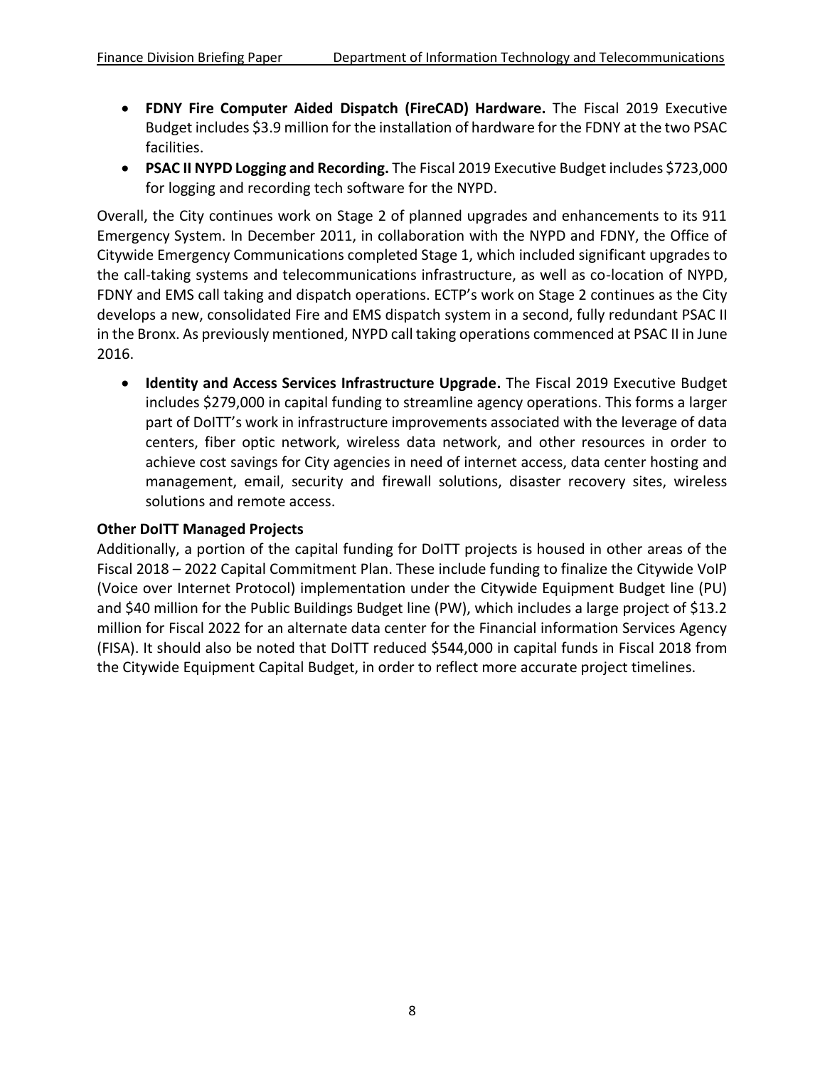- **FDNY Fire Computer Aided Dispatch (FireCAD) Hardware.** The Fiscal 2019 Executive Budget includes $3.9 million for the installation of hardware for the FDNY at the two PSAC facilities.
- **PSAC II NYPD Logging and Recording.** The Fiscal 2019 Executive Budget includes $723,000 for logging and recording tech software for the NYPD.

Overall, the City continues work on Stage 2 of planned upgrades and enhancements to its 911 Emergency System. In December 2011, in collaboration with the NYPD and FDNY, the Office of Citywide Emergency Communications completed Stage 1, which included significant upgrades to the call-taking systems and telecommunications infrastructure, as well as co-location of NYPD, FDNY and EMS call taking and dispatch operations. ECTP's work on Stage 2 continues as the City develops a new, consolidated Fire and EMS dispatch system in a second, fully redundant PSAC II in the Bronx. As previously mentioned, NYPD call taking operations commenced at PSAC II in June 2016.

- **Identity and Access Services Infrastructure Upgrade.** The Fiscal 2019 Executive Budget includes $279,000 in capital funding to streamline agency operations. This forms a larger part of DoITT's work in infrastructure improvements associated with the leverage of data centers, fiber optic network, wireless data network, and other resources in order to achieve cost savings for City agencies in need of internet access, data center hosting and management, email, security and firewall solutions, disaster recovery sites, wireless solutions and remote access.

**Other DoITT Managed Projects**

Additionally, a portion of the capital funding for DoITT projects is housed in other areas of the Fiscal 2018 – 2022 Capital Commitment Plan. These include funding to finalize the Citywide VoIP (Voice over Internet Protocol) implementation under the Citywide Equipment Budget line (PU) and $40 million for the Public Buildings Budget line (PW), which includes a large project of $13.2 million for Fiscal 2022 for an alternate data center for the Financial information Services Agency (FISA). It should also be noted that DoITT reduced $544,000 in capital funds in Fiscal 2018 from the Citywide Equipment Capital Budget, in order to reflect more accurate project timelines.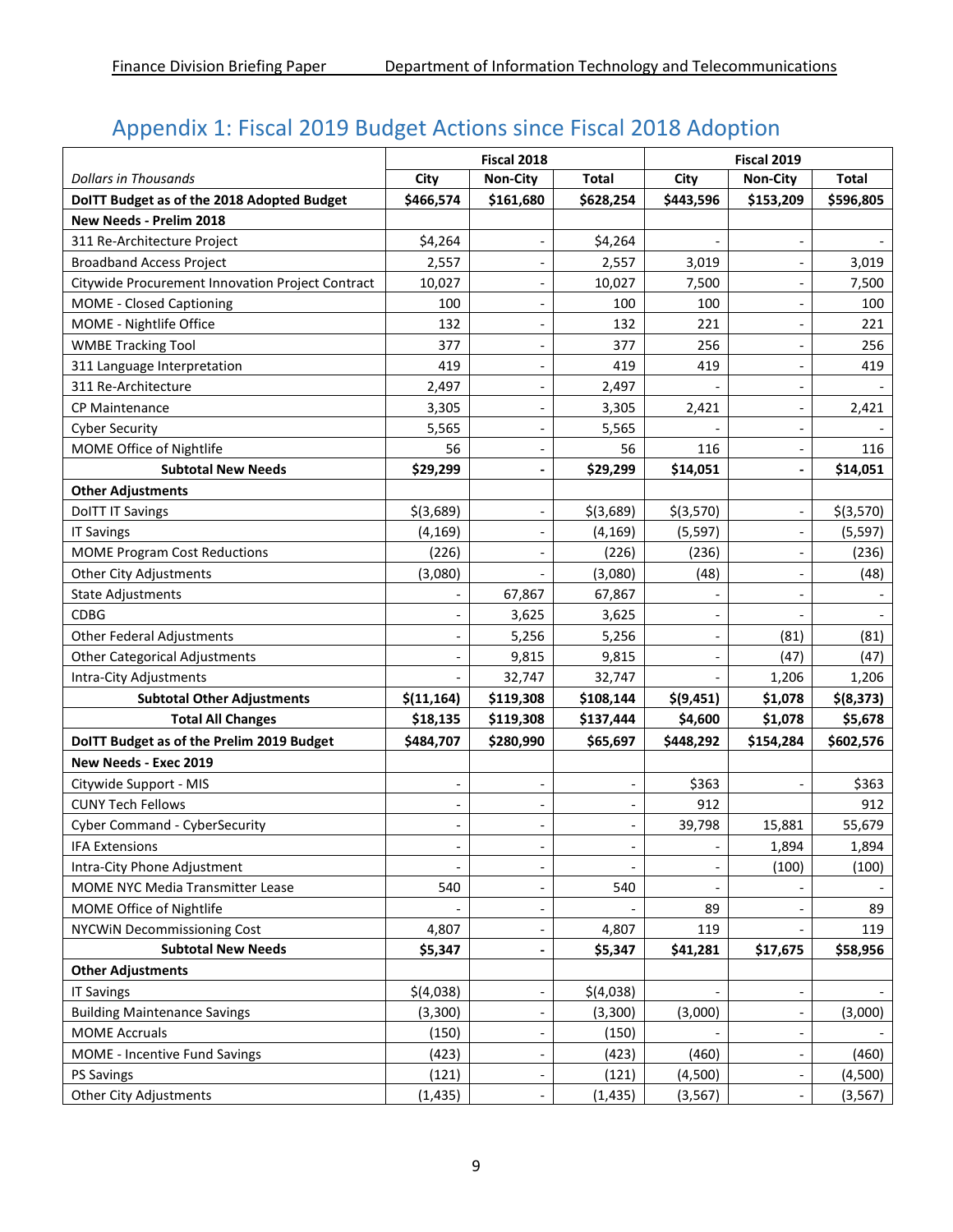## Appendix 1: Fiscal 2019 Budget Actions since Fiscal 2018 Adoption

| | Fiscal 2018 | | | Fiscal 2019 | | |
|---|---|---|---|---|---|---|
| *Dollars in Thousands* | **City** | **Non-City** | **Total** | **City** | **Non-City** | **Total** |
| **DoITT Budget as of the 2018 Adopted Budget** | **$466,574** | **$161,680** | **$628,254** | **$443,596** | **$153,209** | **$596,805** |
| **New Needs - Prelim 2018** | | | | | | |
| 311 Re-Architecture Project | $4,264 | - | $4,264 | - | - | - |
| Broadband Access Project | 2,557 | - | 2,557 | 3,019 | - | 3,019 |
| Citywide Procurement Innovation Project Contract | 10,027 | - | 10,027 | 7,500 | - | 7,500 |
| MOME - Closed Captioning | 100 | - | 100 | 100 | - | 100 |
| MOME - Nightlife Office | 132 | - | 132 | 221 | - | 221 |
| WMBE Tracking Tool | 377 | - | 377 | 256 | - | 256 |
| 311 Language Interpretation | 419 | - | 419 | 419 | - | 419 |
| 311 Re-Architecture | 2,497 | - | 2,497 | - | - | - |
| CP Maintenance | 3,305 | - | 3,305 | 2,421 | - | 2,421 |
| Cyber Security | 5,565 | - | 5,565 | - | - | - |
| MOME Office of Nightlife | 56 | - | 56 | 116 | - | 116 |
| **Subtotal New Needs** | **$29,299** | **-** | **$29,299** | **$14,051** | **-** | **$14,051** |
| **Other Adjustments** | | | | | | |
| DoITT IT Savings | $(3,689) | - | $(3,689) | $(3,570) | - | $(3,570) |
| IT Savings | (4,169) | - | (4,169) | (5,597) | - | (5,597) |
| MOME Program Cost Reductions | (226) | - | (226) | (236) | - | (236) |
| Other City Adjustments | (3,080) | - | (3,080) | (48) | - | (48) |
| State Adjustments | - | 67,867 | 67,867 | - | - | - |
| CDBG | - | 3,625 | 3,625 | - | - | - |
| Other Federal Adjustments | - | 5,256 | 5,256 | - | (81) | (81) |
| Other Categorical Adjustments | - | 9,815 | 9,815 | - | (47) | (47) |
| Intra-City Adjustments | - | 32,747 | 32,747 | - | 1,206 | 1,206 |
| **Subtotal Other Adjustments** | **$(11,164)** | **$119,308** | **$108,144** | **$(9,451)** | **$1,078** | **$(8,373)** |
| **Total All Changes** | **$18,135** | **$119,308** | **$137,444** | **$4,600** | **$1,078** | **$5,678** |
| **DoITT Budget as of the Prelim 2019 Budget** | **$484,707** | **$280,990** | **$65,697** | **$448,292** | **$154,284** | **$602,576** |
| **New Needs - Exec 2019** | | | | | | |
| Citywide Support - MIS | - | - | - | $363 | - | $363 |
| CUNY Tech Fellows | - | - | - | 912 | | 912 |
| Cyber Command - CyberSecurity | - | - | - | 39,798 | 15,881 | 55,679 |
| IFA Extensions | - | - | - | - | 1,894 | 1,894 |
| Intra-City Phone Adjustment | - | - | - | - | (100) | (100) |
| MOME NYC Media Transmitter Lease | 540 | - | 540 | - | - | - |
| MOME Office of Nightlife | - | - | - | 89 | - | 89 |
| NYCWiN Decommissioning Cost | 4,807 | - | 4,807 | 119 | - | 119 |
| **Subtotal New Needs** | **$5,347** | **-** | **$5,347** | **$41,281** | **$17,675** | **$58,956** |
| **Other Adjustments** | | | | | | |
| IT Savings | $(4,038) | - | $(4,038) | - | - | - |
| Building Maintenance Savings | (3,300) | - | (3,300) | (3,000) | - | (3,000) |
| MOME Accruals | (150) | - | (150) | - | - | - |
| MOME - Incentive Fund Savings | (423) | - | (423) | (460) | - | (460) |
| PS Savings | (121) | - | (121) | (4,500) | - | (4,500) |
| Other City Adjustments | (1,435) | - | (1,435) | (3,567) | - | (3,567) |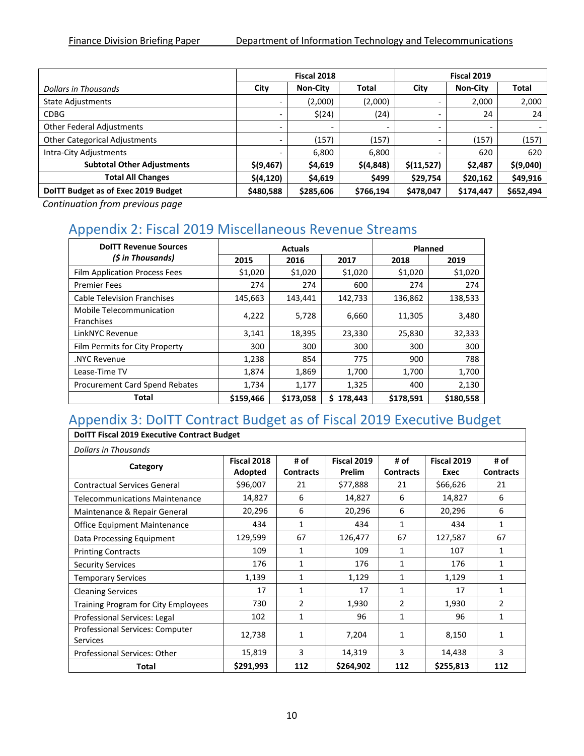| Dollars in Thousands | Fiscal 2018 City | Fiscal 2018 Non-City | Fiscal 2018 Total | Fiscal 2019 City | Fiscal 2019 Non-City | Fiscal 2019 Total |
|---|---|---|---|---|---|---|
| State Adjustments | - | (2,000) | (2,000) | - | 2,000 | 2,000 |
| CDBG | - | $(24) | (24) | - | 24 | 24 |
| Other Federal Adjustments | - | - | - | - | - | - |
| Other Categorical Adjustments | - | (157) | (157) | - | (157) | (157) |
| Intra-City Adjustments | - | 6,800 | 6,800 | - | 620 | 620 |
| **Subtotal Other Adjustments** | **$(9,467)** | **$4,619** | **$(4,848)** | **$(11,527)** | **$2,487** | **$(9,040)** |
| **Total All Changes** | **$(4,120)** | **$4,619** | **$499** | **$29,754** | **$20,162** | **$49,916** |
| **DoITT Budget as of Exec 2019 Budget** | **$480,588** | **$285,606** | **$766,194** | **$478,047** | **$174,447** | **$652,494** |

*Continuation from previous page*

## Appendix 2: Fiscal 2019 Miscellaneous Revenue Streams

| **DoITT Revenue Sources** *($ in Thousands)* | Actuals | | | Planned | |
|---|---|---|---|---|---|
| | **2015** | **2016** | **2017** | **2018** | **2019** |
| Film Application Process Fees | $1,020 | $1,020 | $1,020 | $1,020 | $1,020 |
| Premier Fees | 274 | 274 | 600 | 274 | 274 |
| Cable Television Franchises | 145,663 | 143,441 | 142,733 | 136,862 | 138,533 |
| Mobile Telecommunication Franchises | 4,222 | 5,728 | 6,660 | 11,305 | 3,480 |
| LinkNYC Revenue | 3,141 | 18,395 | 23,330 | 25,830 | 32,333 |
| Film Permits for City Property | 300 | 300 | 300 | 300 | 300 |
| .NYC Revenue | 1,238 | 854 | 775 | 900 | 788 |
| Lease-Time TV | 1,874 | 1,869 | 1,700 | 1,700 | 1,700 |
| Procurement Card Spend Rebates | 1,734 | 1,177 | 1,325 | 400 | 2,130 |
| **Total** | **$159,466** | **$173,058** | **$ 178,443** | **$178,591** | **$180,558** |

## Appendix 3: DoITT Contract Budget as of Fiscal 2019 Executive Budget

| **DoITT Fiscal 2019 Executive Contract Budget** | | | | | | |
|---|---|---|---|---|---|---|
| *Dollars in Thousands* | | | | | | |
| **Category** | **Fiscal 2018 Adopted** | **# of Contracts** | **Fiscal 2019 Prelim** | **# of Contracts** | **Fiscal 2019 Exec** | **# of Contracts** |
| Contractual Services General | $96,007 | 21 | $77,888 | 21 | $66,626 | 21 |
| Telecommunications Maintenance | 14,827 | 6 | 14,827 | 6 | 14,827 | 6 |
| Maintenance & Repair General | 20,296 | 6 | 20,296 | 6 | 20,296 | 6 |
| Office Equipment Maintenance | 434 | 1 | 434 | 1 | 434 | 1 |
| Data Processing Equipment | 129,599 | 67 | 126,477 | 67 | 127,587 | 67 |
| Printing Contracts | 109 | 1 | 109 | 1 | 107 | 1 |
| Security Services | 176 | 1 | 176 | 1 | 176 | 1 |
| Temporary Services | 1,139 | 1 | 1,129 | 1 | 1,129 | 1 |
| Cleaning Services | 17 | 1 | 17 | 1 | 17 | 1 |
| Training Program for City Employees | 730 | 2 | 1,930 | 2 | 1,930 | 2 |
| Professional Services: Legal | 102 | 1 | 96 | 1 | 96 | 1 |
| Professional Services: Computer Services | 12,738 | 1 | 7,204 | 1 | 8,150 | 1 |
| Professional Services: Other | 15,819 | 3 | 14,319 | 3 | 14,438 | 3 |
| **Total** | **$291,993** | **112** | **$264,902** | **112** | **$255,813** | **112** |